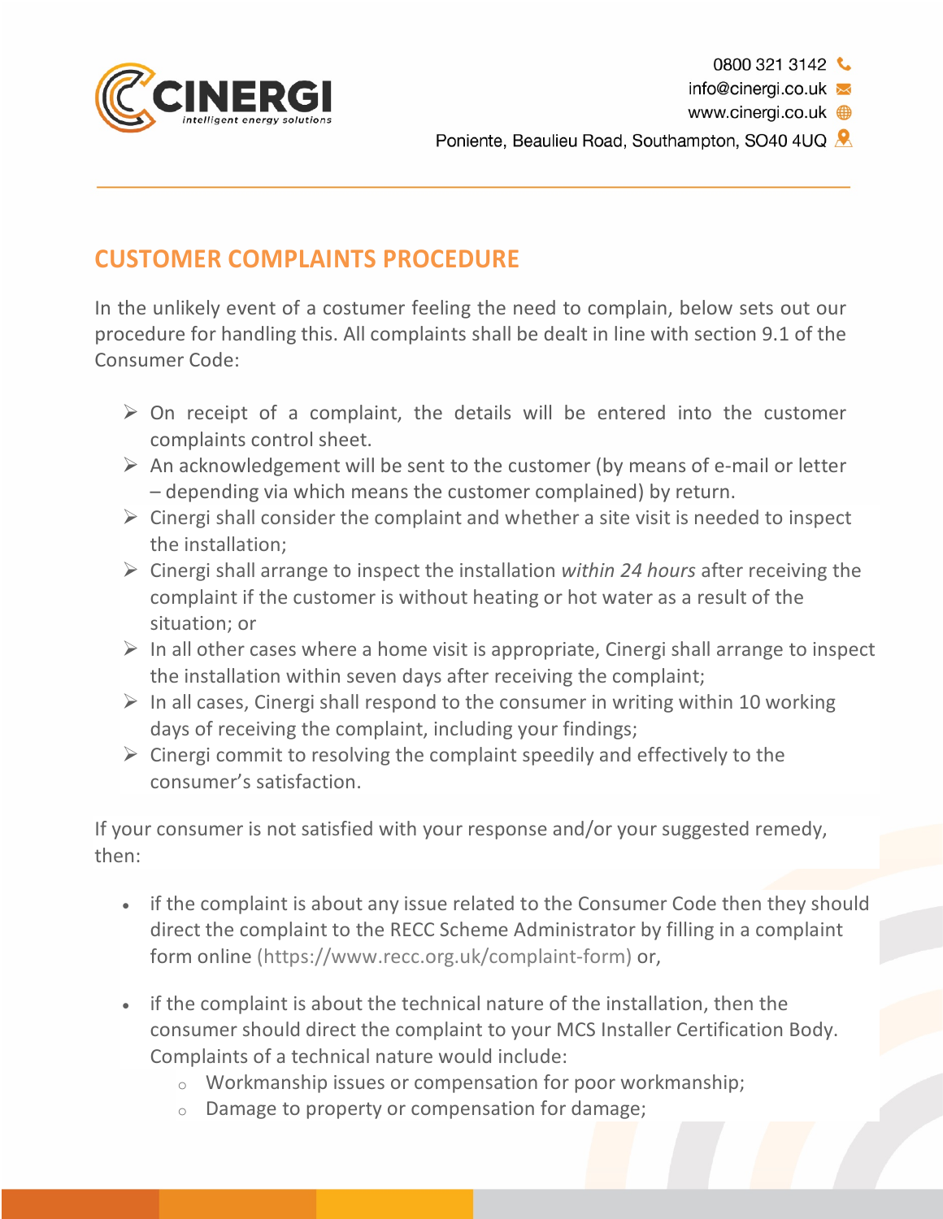CINERGI
intelligent energy solutions

0800 321 3142
info@cinergi.co.uk
www.cinergi.co.uk
Poniente, Beaulieu Road, Southampton, SO40 4UQ

## CUSTOMER COMPLAINTS PROCEDURE

In the unlikely event of a costumer feeling the need to complain, below sets out our procedure for handling this. All complaints shall be dealt in line with section 9.1 of the Consumer Code:

- On receipt of a complaint, the details will be entered into the customer complaints control sheet.
- An acknowledgement will be sent to the customer (by means of e-mail or letter – depending via which means the customer complained) by return.
- Cinergi shall consider the complaint and whether a site visit is needed to inspect the installation;
- Cinergi shall arrange to inspect the installation *within 24 hours* after receiving the complaint if the customer is without heating or hot water as a result of the situation; or
- In all other cases where a home visit is appropriate, Cinergi shall arrange to inspect the installation within seven days after receiving the complaint;
- In all cases, Cinergi shall respond to the consumer in writing within 10 working days of receiving the complaint, including your findings;
- Cinergi commit to resolving the complaint speedily and effectively to the consumer's satisfaction.

If your consumer is not satisfied with your response and/or your suggested remedy, then:

- if the complaint is about any issue related to the Consumer Code then they should direct the complaint to the RECC Scheme Administrator by filling in a complaint form online (https://www.recc.org.uk/complaint-form) or,
- if the complaint is about the technical nature of the installation, then the consumer should direct the complaint to your MCS Installer Certification Body. Complaints of a technical nature would include:
  - Workmanship issues or compensation for poor workmanship;
  - Damage to property or compensation for damage;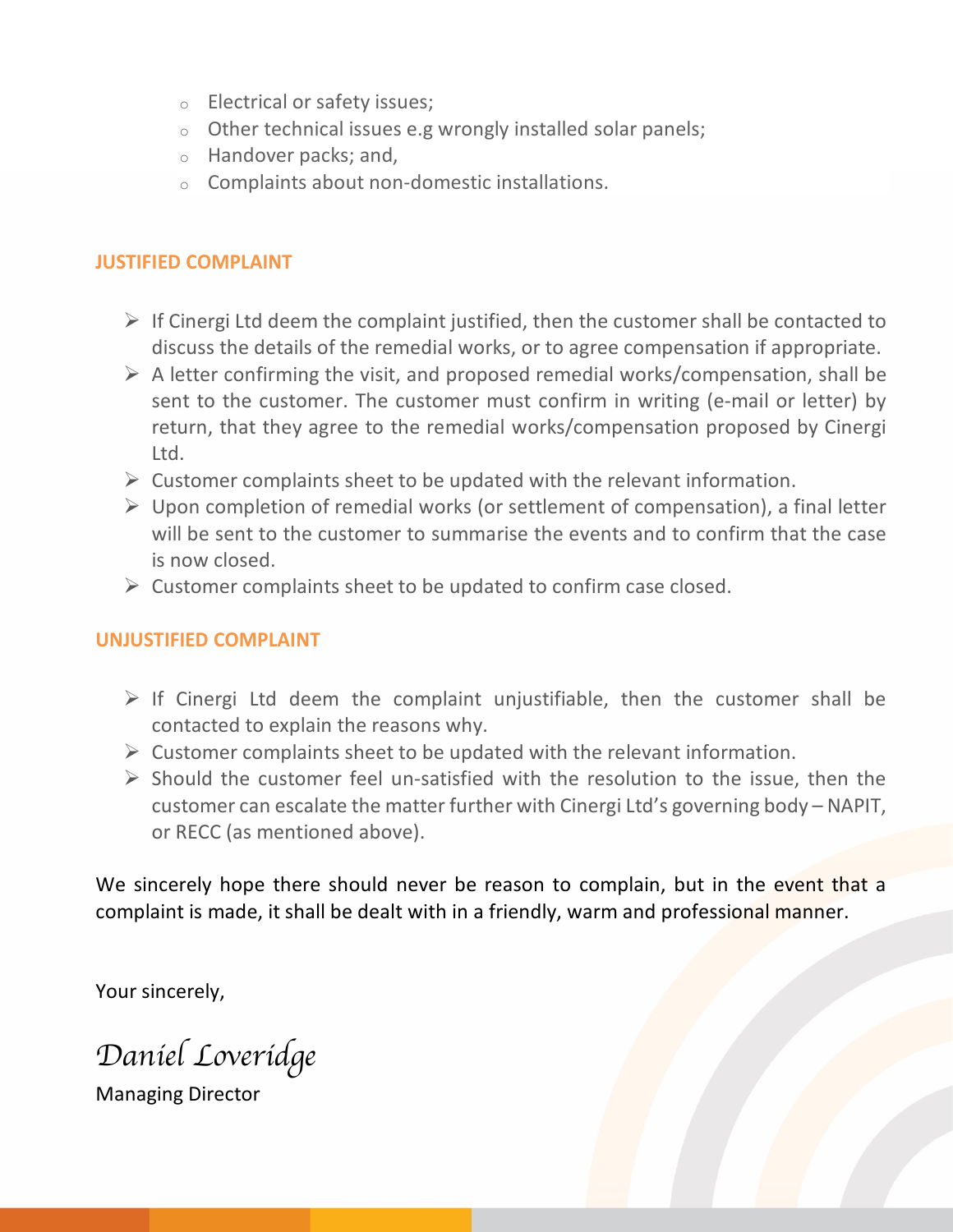- Electrical or safety issues;
- Other technical issues e.g wrongly installed solar panels;
- Handover packs; and,
- Complaints about non-domestic installations.

## JUSTIFIED COMPLAINT

- If Cinergi Ltd deem the complaint justified, then the customer shall be contacted to discuss the details of the remedial works, or to agree compensation if appropriate.
- A letter confirming the visit, and proposed remedial works/compensation, shall be sent to the customer. The customer must confirm in writing (e-mail or letter) by return, that they agree to the remedial works/compensation proposed by Cinergi Ltd.
- Customer complaints sheet to be updated with the relevant information.
- Upon completion of remedial works (or settlement of compensation), a final letter will be sent to the customer to summarise the events and to confirm that the case is now closed.
- Customer complaints sheet to be updated to confirm case closed.

## UNJUSTIFIED COMPLAINT

- If Cinergi Ltd deem the complaint unjustifiable, then the customer shall be contacted to explain the reasons why.
- Customer complaints sheet to be updated with the relevant information.
- Should the customer feel un-satisfied with the resolution to the issue, then the customer can escalate the matter further with Cinergi Ltd's governing body – NAPIT, or RECC (as mentioned above).

We sincerely hope there should never be reason to complain, but in the event that a complaint is made, it shall be dealt with in a friendly, warm and professional manner.

Your sincerely,

*Daniel Loveridge*

Managing Director